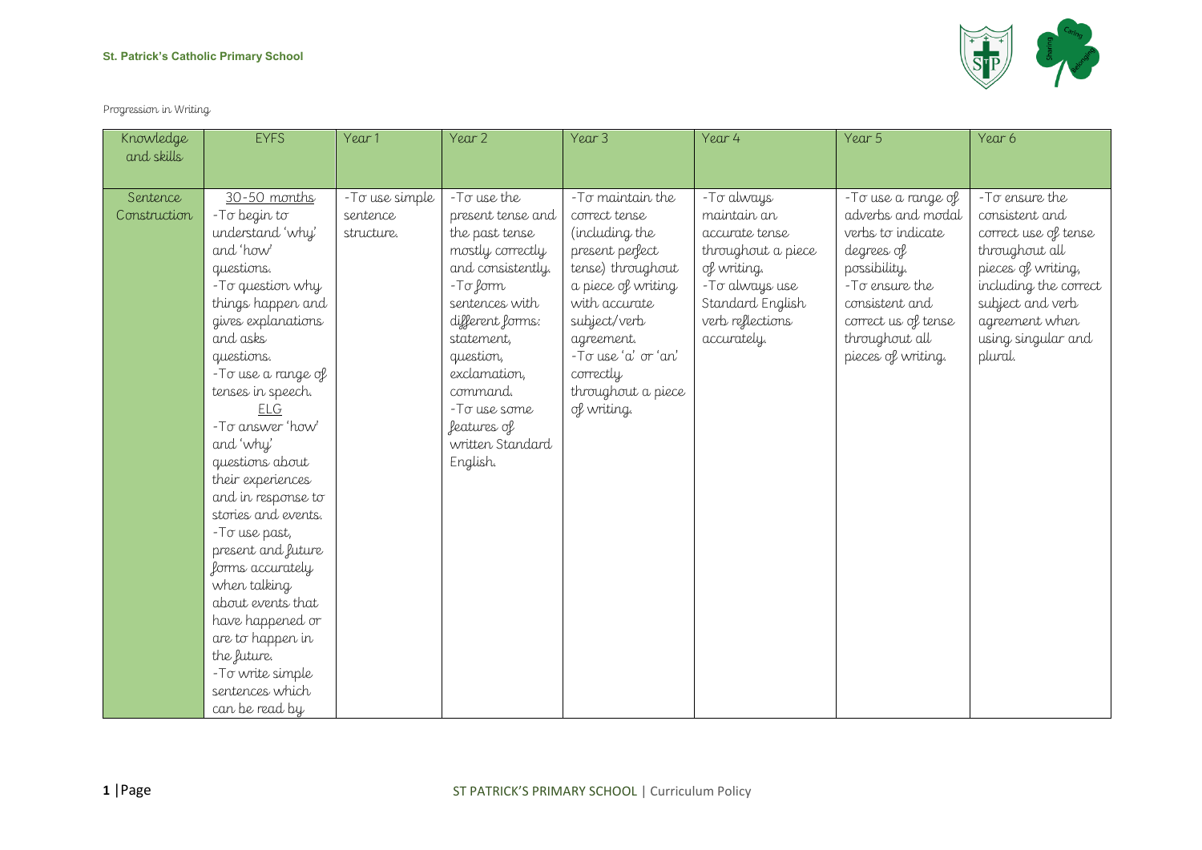Progression in Writing

| Knowledge and skills | EYFS | Year 1 | Year 2 | Year 3 | Year 4 | Year 5 | Year 6 |
|---|---|---|---|---|---|---|---|
| Sentence Construction | 30-50 months<br>-To begin to understand 'why' and 'how' questions.<br>-To question why things happen and gives explanations and asks questions.<br>-To use a range of tenses in speech.<br>ELG<br>-To answer 'how' and 'why' questions about their experiences and in response to stories and events.<br>-To use past, present and future forms accurately when talking about events that have happened or are to happen in the future.<br>-To write simple sentences which can be read by | -To use simple sentence structure. | -To use the present tense and the past tense mostly correctly and consistently.<br>-To form sentences with different forms: statement, question, exclamation, command.<br>-To use some features of written Standard English. | -To maintain the correct tense (including the present perfect tense) throughout a piece of writing with accurate subject/verb agreement.<br>-To use 'a' or 'an' correctly throughout a piece of writing. | -To always maintain an accurate tense throughout a piece of writing.<br>-To always use Standard English verb reflections accurately. | -To use a range of adverbs and modal verbs to indicate degrees of possibility.<br>-To ensure the consistent and correct us of tense throughout all pieces of writing. | -To ensure the consistent and correct use of tense throughout all pieces of writing, including the correct subject and verb agreement when using singular and plural. |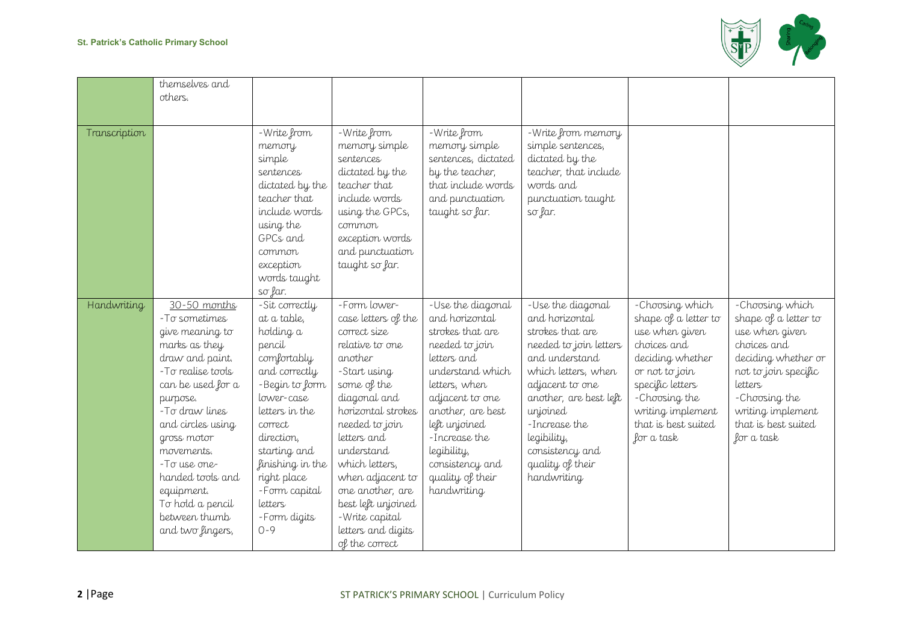|  |  |  |  |  |  |  |  |
|---|---|---|---|---|---|---|---|
|  | themselves and others. |  |  |  |  |  |  |
| Transcription |  | -Write from memory simple sentences dictated by the teacher that include words using the GPCs and common exception words taught so far. | -Write from memory simple sentences dictated by the teacher that include words using the GPCs, common exception words and punctuation taught so far. | -Write from memory simple sentences, dictated by the teacher, that include words and punctuation taught so far. | -Write from memory simple sentences, dictated by the teacher, that include words and punctuation taught so far. |  |  |
| Handwriting | 30-50 months<br>-To sometimes give meaning to marks as they draw and paint.<br>-To realise tools can be used for a purpose.<br>-To draw lines and circles using gross motor movements.<br>-To use one-handed tools and equipment.<br>To hold a pencil between thumb and two fingers, | -Sit correctly at a table, holding a pencil comfortably and correctly<br>-Begin to form lower-case letters in the correct direction, starting and finishing in the right place<br>-Form capital letters<br>-Form digits 0-9 | -Form lower-case letters of the correct size relative to one another<br>-Start using some of the diagonal and horizontal strokes needed to join letters and understand which letters, when adjacent to one another, are best left unjoined<br>-Write capital letters and digits of the correct | -Use the diagonal and horizontal strokes that are needed to join letters and understand which letters, when adjacent to one another, are best left unjoined<br>-Increase the legibility, consistency and quality of their handwriting | -Use the diagonal and horizontal strokes that are needed to join letters and understand which letters, when adjacent to one another, are best left unjoined<br>-Increase the legibility, consistency and quality of their handwriting | -Choosing which shape of a letter to use when given choices and deciding whether or not to join specific letters<br>-Choosing the writing implement that is best suited for a task | -Choosing which shape of a letter to use when given choices and deciding whether or not to join specific letters<br>-Choosing the writing implement that is best suited for a task |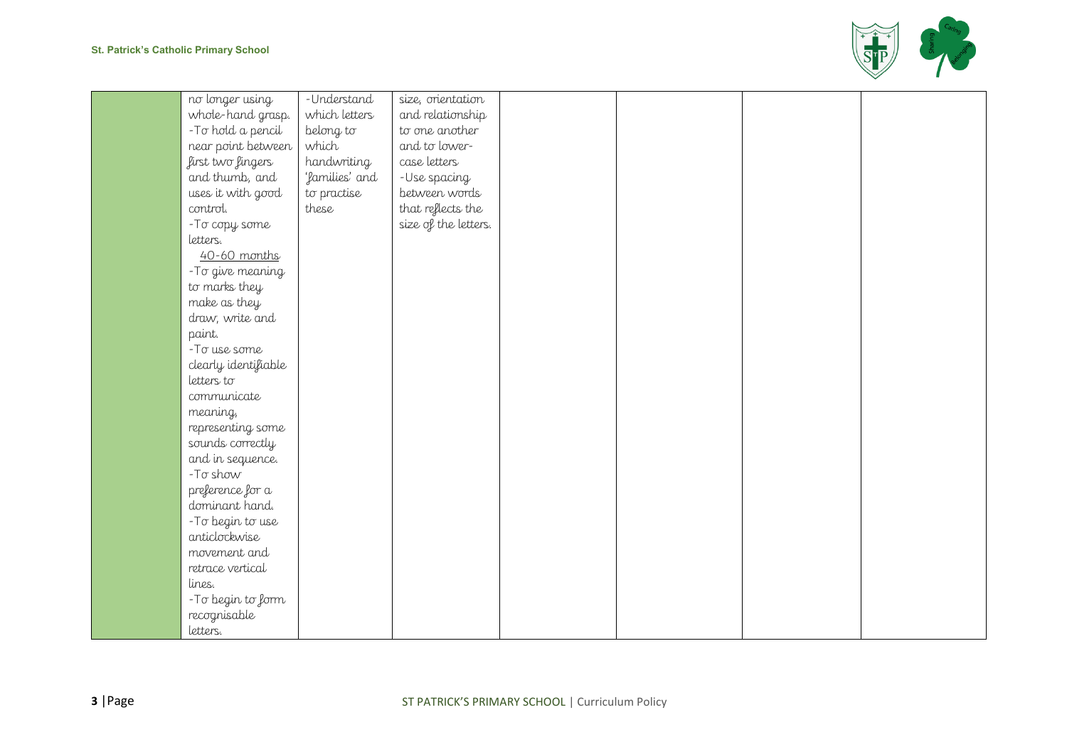| | | | | | | | |
|---|---|---|---|---|---|---|---|
| | no longer using whole-hand grasp.<br>-To hold a pencil near point between first two fingers and thumb, and uses it with good control.<br>-To copy some letters.<br>40-60 months<br>-To give meaning to marks they make as they draw, write and paint.<br>-To use some clearly identifiable letters to communicate meaning, representing some sounds correctly and in sequence.<br>-To show preference for a dominant hand.<br>-To begin to use anticlockwise movement and retrace vertical lines.<br>-To begin to form recognisable letters. | -Understand which letters belong to which handwriting 'families' and to practise these | size, orientation and relationship to one another and to lower-case letters<br>-Use spacing between words that reflects the size of the letters. | | | | |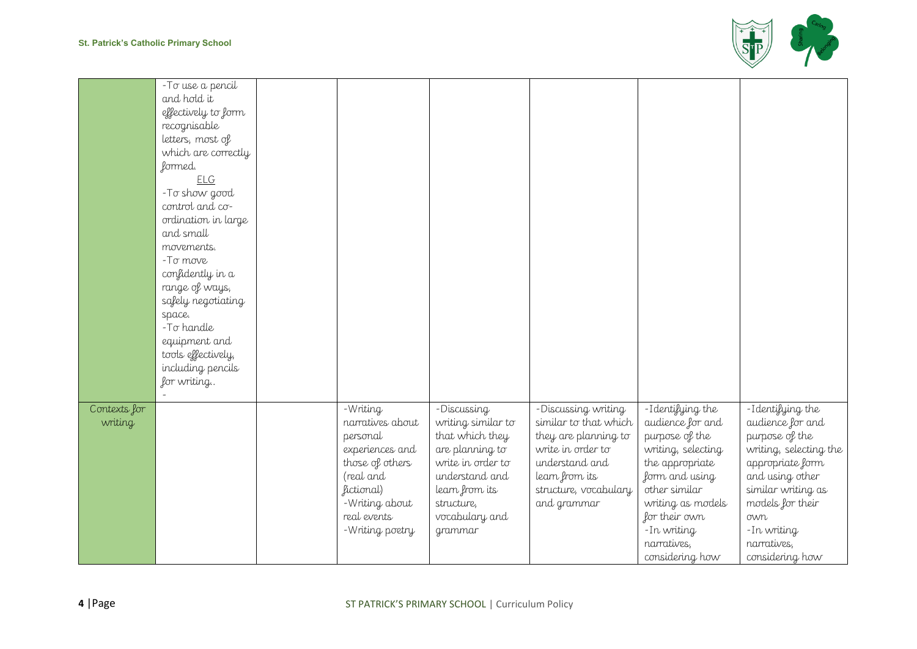| | | | | | | | |
|---|---|---|---|---|---|---|---|
| | -To use a pencil and hold it effectively to form recognisable letters, most of which are correctly formed.<br>ELG<br>-To show good control and co-ordination in large and small movements.<br>-To move confidently in a range of ways, safely negotiating space.<br>-To handle equipment and tools effectively, including pencils for writing..<br>- | | | | | | |
| Contexts for writing | | | -Writing narratives about personal experiences and those of others (real and fictional)<br>-Writing about real events<br>-Writing poetry | -Discussing writing similar to that which they are planning to write in order to understand and learn from its structure, vocabulary and grammar | -Discussing writing similar to that which they are planning to write in order to understand and learn from its structure, vocabulary and grammar | -Identifying the audience for and purpose of the writing, selecting the appropriate form and using other similar writing as models for their own<br>-In writing narratives, considering how | -Identifying the audience for and purpose of the writing, selecting the appropriate form and using other similar writing as models for their own<br>-In writing narratives, considering how |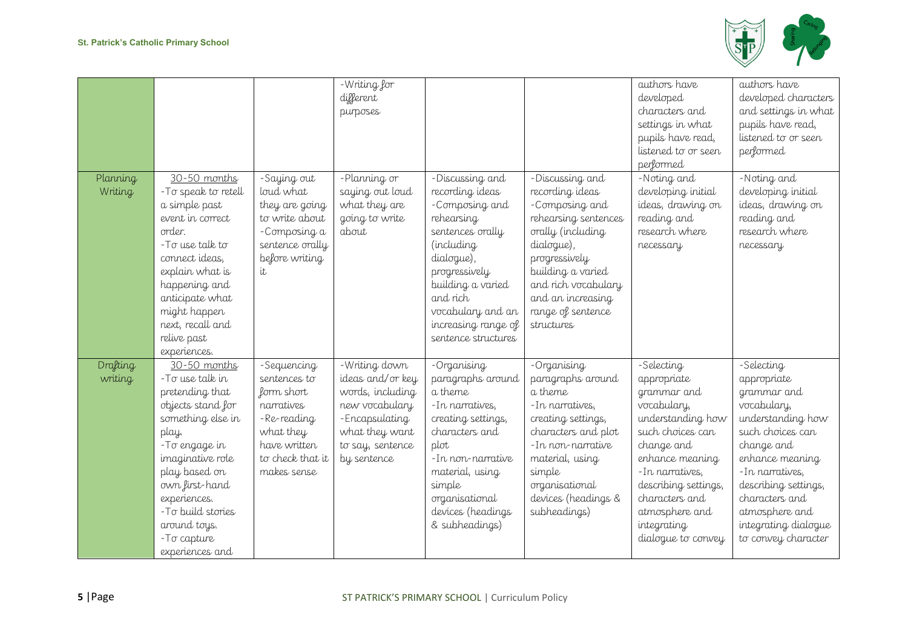| | | | | | | | |
|---|---|---|---|---|---|---|---|
| | | | -Writing for different purposes | | | authors have developed characters and settings in what pupils have read, listened to or seen performed | authors have developed characters and settings in what pupils have read, listened to or seen performed |
| Planning Writing | 30-50 months<br>-To speak to retell a simple past event in correct order.<br>-To use talk to connect ideas, explain what is happening and anticipate what might happen next, recall and relive past experiences. | -Saying out loud what they are going to write about<br>-Composing a sentence orally before writing it | -Planning or saying out loud what they are going to write about | -Discussing and recording ideas<br>-Composing and rehearsing sentences orally (including dialogue), progressively building a varied and rich vocabulary and an increasing range of sentence structures | -Discussing and recording ideas<br>-Composing and rehearsing sentences orally (including dialogue), progressively building a varied and rich vocabulary and an increasing range of sentence structures | -Noting and developing initial ideas, drawing on reading and research where necessary | -Noting and developing initial ideas, drawing on reading and research where necessary |
| Drafting writing | 30-50 months<br>-To use talk in pretending that objects stand for something else in play.<br>-To engage in imaginative role play based on own first-hand experiences.<br>-To build stories around toys.<br>-To capture experiences and | -Sequencing sentences to form short narratives<br>-Re-reading what they have written to check that it makes sense | -Writing down ideas and/or key words, including new vocabulary<br>-Encapsulating what they want to say, sentence by sentence | -Organising paragraphs around a theme<br>-In narratives, creating settings, characters and plot<br>-In non-narrative material, using simple organisational devices (headings & subheadings) | -Organising paragraphs around a theme<br>-In narratives, creating settings, characters and plot<br>-In non-narrative material, using simple organisational devices (headings & subheadings) | -Selecting appropriate grammar and vocabulary, understanding how such choices can change and enhance meaning<br>-In narratives, describing settings, characters and atmosphere and integrating dialogue to convey | -Selecting appropriate grammar and vocabulary, understanding how such choices can change and enhance meaning<br>-In narratives, describing settings, characters and atmosphere and integrating dialogue to convey character |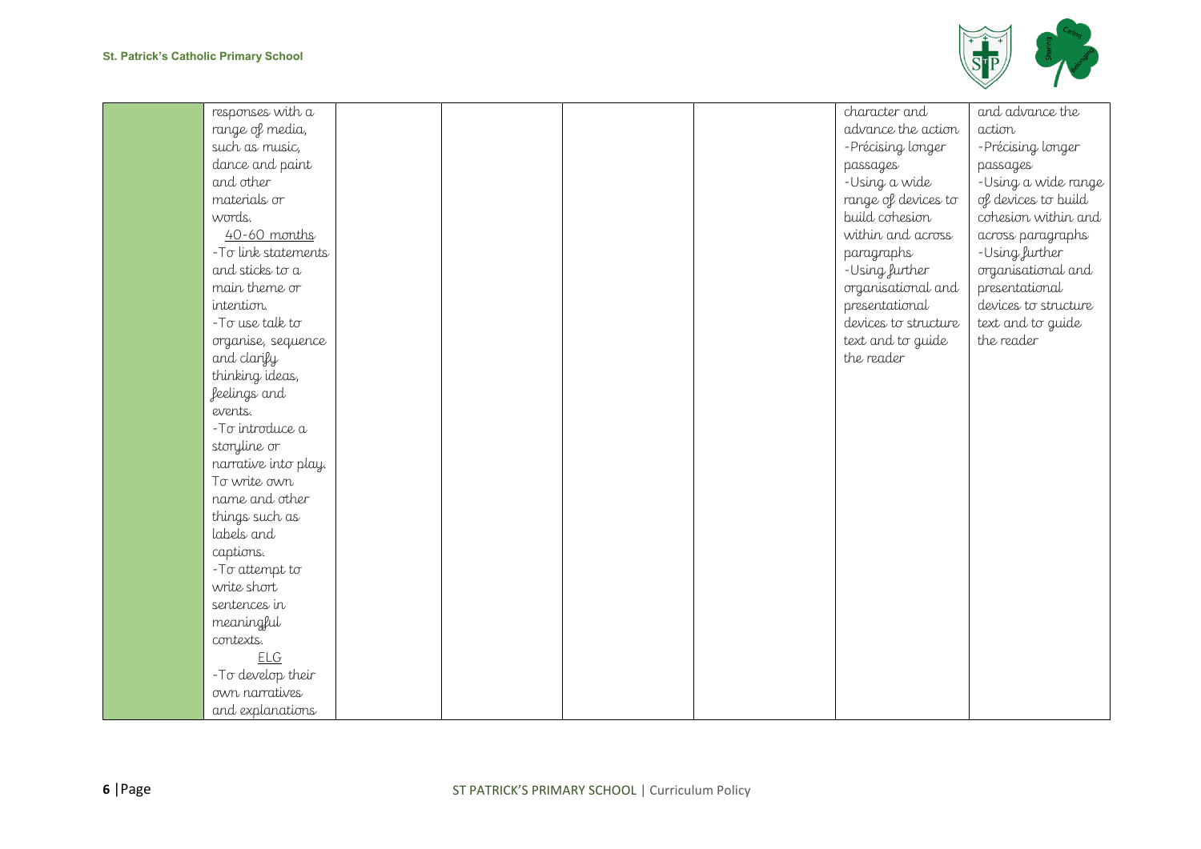| | | | | | | | |
|---|---|---|---|---|---|---|---|
| | responses with a range of media, such as music, dance and paint and other materials or words.<br>40-60 months<br>-To link statements and sticks to a main theme or intention.<br>-To use talk to organise, sequence and clarify thinking ideas, feelings and events.<br>-To introduce a storyline or narrative into play. To write own name and other things such as labels and captions.<br>-To attempt to write short sentences in meaningful contexts.<br>ELG<br>-To develop their own narratives and explanations | | | | | character and advance the action<br>-Précising longer passages<br>-Using a wide range of devices to build cohesion within and across paragraphs<br>-Using further organisational and presentational devices to structure text and to guide the reader | and advance the action<br>-Précising longer passages<br>-Using a wide range of devices to build cohesion within and across paragraphs<br>-Using further organisational and presentational devices to structure text and to guide the reader |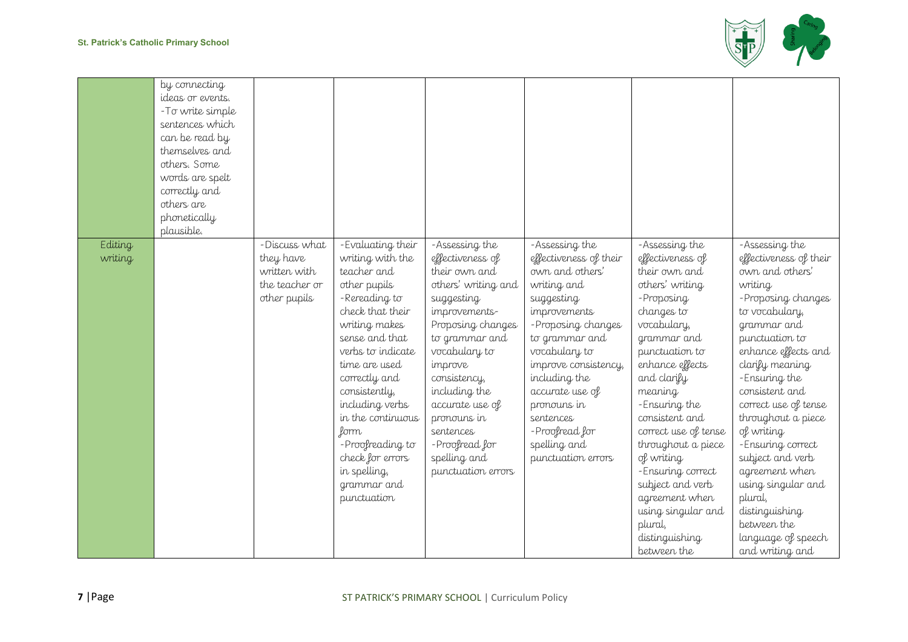| | | | | | | | |
|---|---|---|---|---|---|---|---|
| | by connecting ideas or events. -To write simple sentences which can be read by themselves and others. Some words are spelt correctly and others are phonetically plausible. | | | | | | |
| Editing writing | | -Discuss what they have written with the teacher or other pupils | -Evaluating their writing with the teacher and other pupils -Rereading to check that their writing makes sense and that verbs to indicate time are used correctly and consistently, including verbs in the continuous form -Proofreading to check for errors in spelling, grammar and punctuation | -Assessing the effectiveness of their own and others' writing and suggesting improvements- Proposing changes to grammar and vocabulary to improve consistency, including the accurate use of pronouns in sentences -Proofread for spelling and punctuation errors | -Assessing the effectiveness of their own and others' writing and suggesting improvements -Proposing changes to grammar and vocabulary to improve consistency, including the accurate use of pronouns in sentences -Proofread for spelling and punctuation errors | -Assessing the effectiveness of their own and others' writing -Proposing changes to vocabulary, grammar and punctuation to enhance effects and clarify meaning -Ensuring the consistent and correct use of tense throughout a piece of writing -Ensuring correct subject and verb agreement when using singular and plural, distinguishing between the | -Assessing the effectiveness of their own and others' writing -Proposing changes to vocabulary, grammar and punctuation to enhance effects and clarify meaning -Ensuring the consistent and correct use of tense throughout a piece of writing -Ensuring correct subject and verb agreement when using singular and plural, distinguishing between the language of speech and writing and |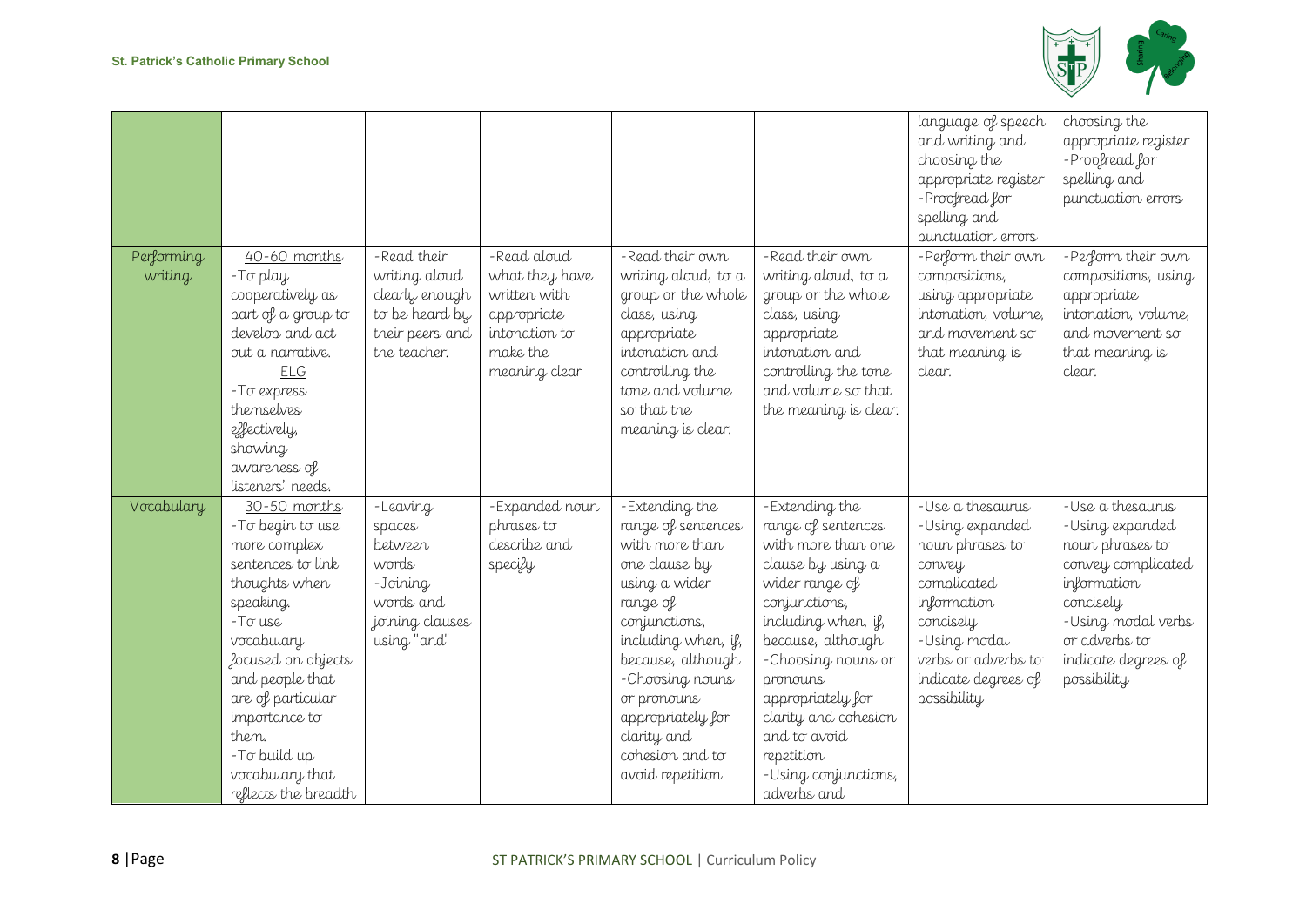| | | | | | | | |
|---|---|---|---|---|---|---|---|
| | | | | | | language of speech and writing and choosing the appropriate register<br>-Proofread for spelling and punctuation errors | choosing the appropriate register<br>-Proofread for spelling and punctuation errors |
| Performing writing | 40-60 months<br>-To play cooperatively as part of a group to develop and act out a narrative.<br>ELG<br>-To express themselves effectively, showing awareness of listeners' needs. | -Read their writing aloud clearly enough to be heard by their peers and the teacher. | -Read aloud what they have written with appropriate intonation to make the meaning clear | -Read their own writing aloud, to a group or the whole class, using appropriate intonation and controlling the tone and volume so that the meaning is clear. | -Read their own writing aloud, to a group or the whole class, using appropriate intonation and controlling the tone and volume so that the meaning is clear. | -Perform their own compositions, using appropriate intonation, volume, and movement so that meaning is clear. | -Perform their own compositions, using appropriate intonation, volume, and movement so that meaning is clear. |
| Vocabulary | 30-50 months<br>-To begin to use more complex sentences to link thoughts when speaking.<br>-To use vocabulary focused on objects and people that are of particular importance to them.<br>-To build up vocabulary that reflects the breadth | -Leaving spaces between words<br>-Joining words and joining clauses using "and" | -Expanded noun phrases to describe and specify | -Extending the range of sentences with more than one clause by using a wider range of conjunctions, including when, if, because, although<br>-Choosing nouns or pronouns appropriately for clarity and cohesion and to avoid repetition | -Extending the range of sentences with more than one clause by using a wider range of conjunctions, including when, if, because, although<br>-Choosing nouns or pronouns appropriately for clarity and cohesion and to avoid repetition<br>-Using conjunctions, adverbs and | -Use a thesaurus<br>-Using expanded noun phrases to convey complicated information concisely<br>-Using modal verbs or adverbs to indicate degrees of possibility | -Use a thesaurus<br>-Using expanded noun phrases to convey complicated information concisely<br>-Using modal verbs or adverbs to indicate degrees of possibility |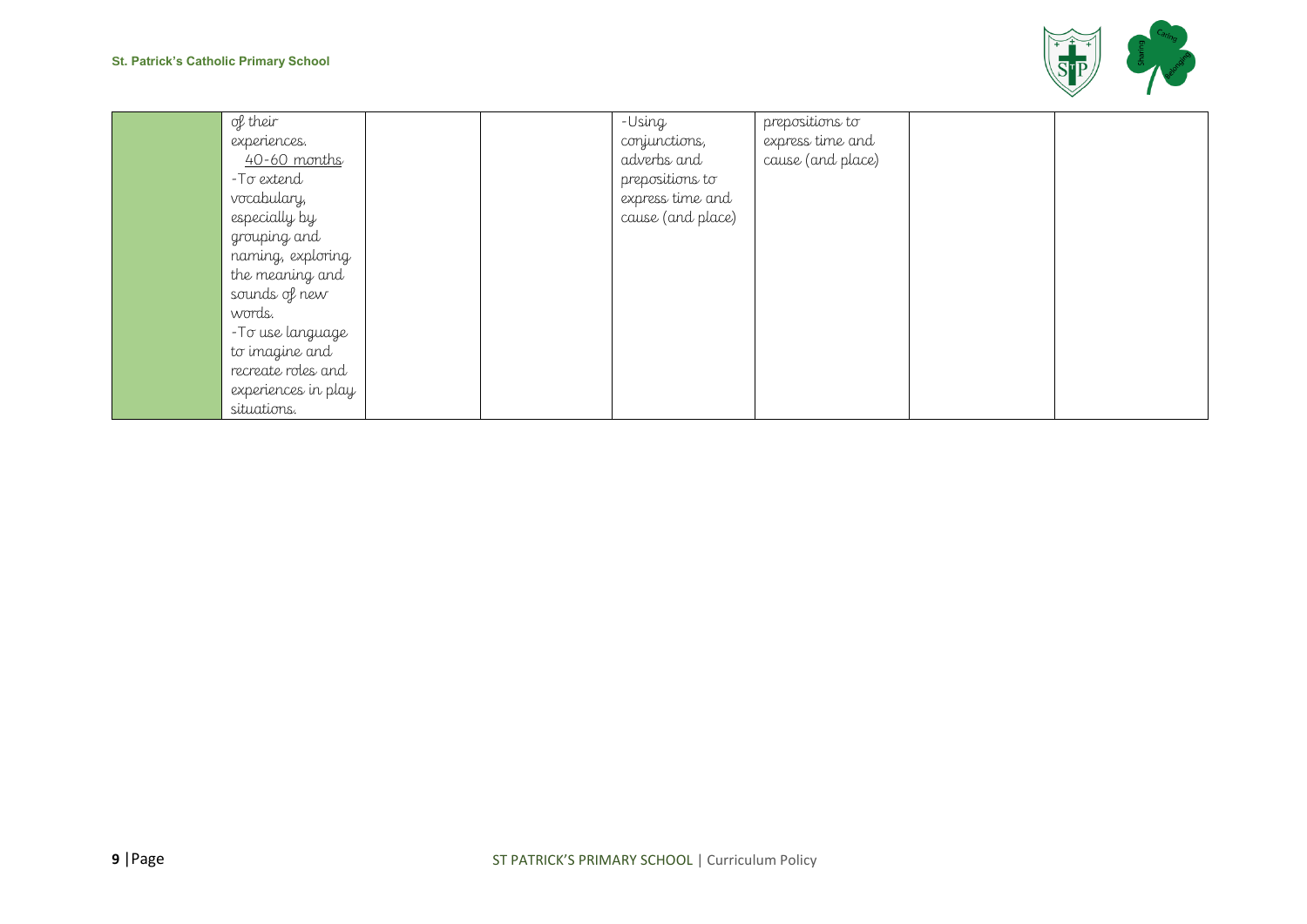| | | | | | | | |
|---|---|---|---|---|---|---|---|
| | of their experiences. <u>40-60 months</u> -To extend vocabulary, especially by grouping and naming, exploring the meaning and sounds of new words. -To use language to imagine and recreate roles and experiences in play situations. | | | -Using conjunctions, adverbs and prepositions to express time and cause (and place) | prepositions to express time and cause (and place) | | |